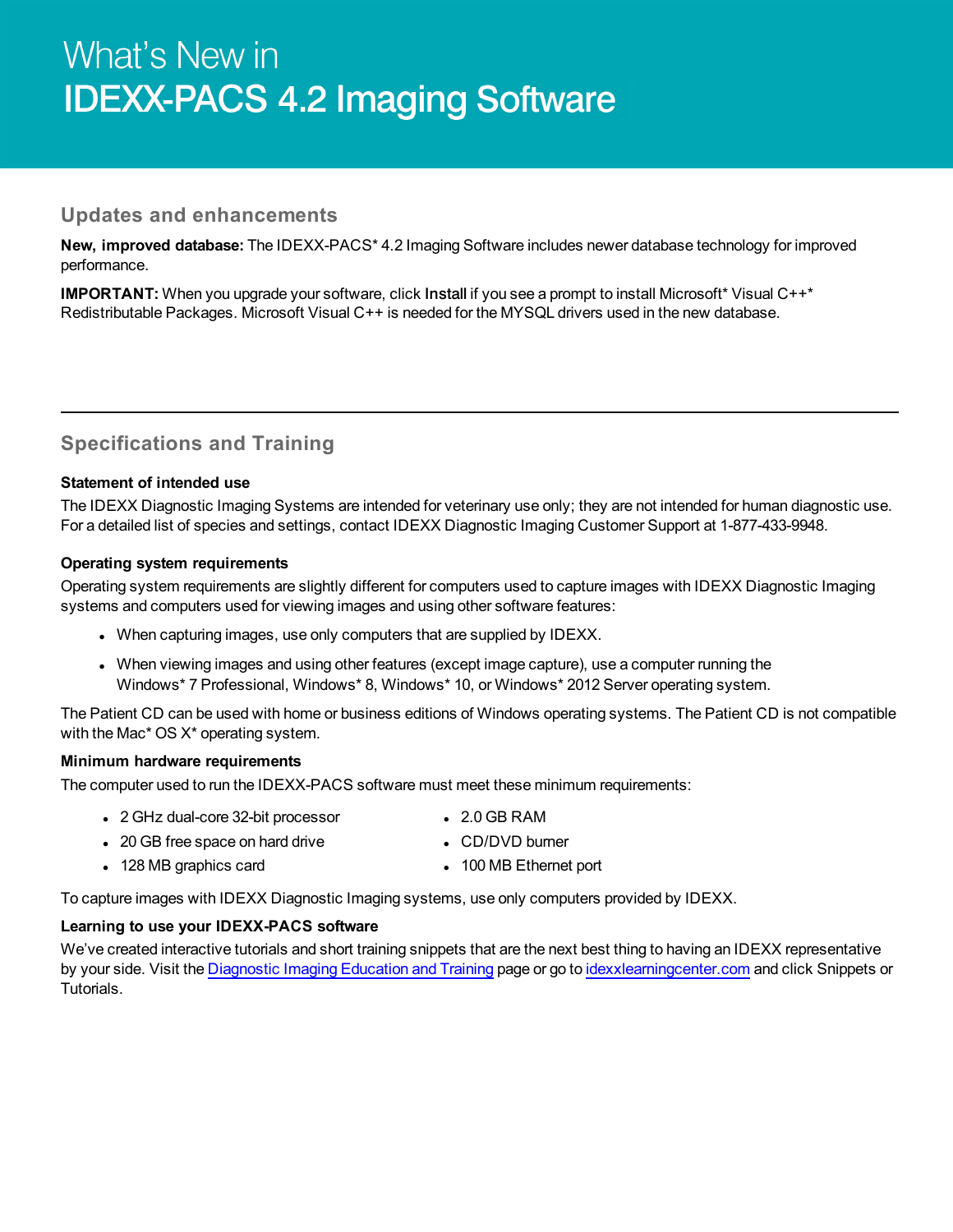# What's New in IDEXX-PACS 4.2 Imaging Software

## Updates and enhancements

**New, improved database:** The IDEXX-PACS* 4.2 Imaging Software includes newer database technology for improved performance.

**IMPORTANT:** When you upgrade your software, click **Install** if you see a prompt to install Microsoft* Visual C++* Redistributable Packages. Microsoft Visual C++ is needed for the MYSQL drivers used in the new database.

---

## Specifications and Training

### Statement of intended use

The IDEXX Diagnostic Imaging Systems are intended for veterinary use only; they are not intended for human diagnostic use. For a detailed list of species and settings, contact IDEXX Diagnostic Imaging Customer Support at 1-877-433-9948.

### Operating system requirements

Operating system requirements are slightly different for computers used to capture images with IDEXX Diagnostic Imaging systems and computers used for viewing images and using other software features:

- When capturing images, use only computers that are supplied by IDEXX.
- When viewing images and using other features (except image capture), use a computer running the Windows* 7 Professional, Windows* 8, Windows* 10, or Windows* 2012 Server operating system.

The Patient CD can be used with home or business editions of Windows operating systems. The Patient CD is not compatible with the Mac* OS X* operating system.

### Minimum hardware requirements

The computer used to run the IDEXX-PACS software must meet these minimum requirements:

- 2 GHz dual-core 32-bit processor
- 20 GB free space on hard drive
- 128 MB graphics card
- 2.0 GB RAM
- CD/DVD burner
- 100 MB Ethernet port

To capture images with IDEXX Diagnostic Imaging systems, use only computers provided by IDEXX.

### Learning to use your IDEXX-PACS software

We've created interactive tutorials and short training snippets that are the next best thing to having an IDEXX representative by your side. Visit the Diagnostic Imaging Education and Training page or go to idexxlearningcenter.com and click Snippets or Tutorials.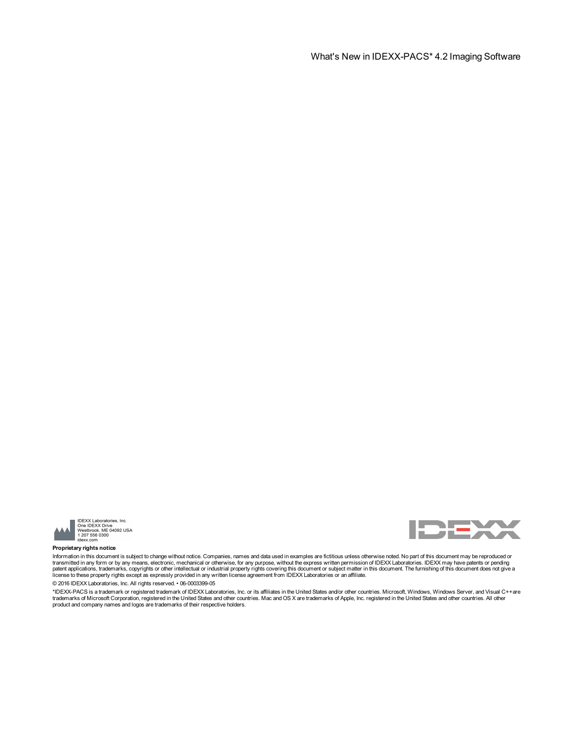IDEXX Laboratories, Inc.
One IDEXX Drive
Westbrook, ME 04092 USA
1 207 556 0300
idexx.com

**Proprietary rights notice**

Information in this document is subject to change without notice. Companies, names and data used in examples are fictitious unless otherwise noted. No part of this document may be reproduced or transmitted in any form or by any means, electronic, mechanical or otherwise, for any purpose, without the express written permission of IDEXX Laboratories. IDEXX may have patents or pending patent applications, trademarks, copyrights or other intellectual or industrial property rights covering this document or subject matter in this document. The furnishing of this document does not give a license to these property rights except as expressly provided in any written license agreement from IDEXX Laboratories or an affiliate.

© 2016 IDEXX Laboratories, Inc. All rights reserved. • 06-0003399-05

*IDEXX-PACS is a trademark or registered trademark of IDEXX Laboratories, Inc. or its affiliates in the United States and/or other countries. Microsoft, Windows, Windows Server, and Visual C++are trademarks of Microsoft Corporation, registered in the United States and other countries. Mac and OS X are trademarks of Apple, Inc. registered in the United States and other countries. All other product and company names and logos are trademarks of their respective holders.